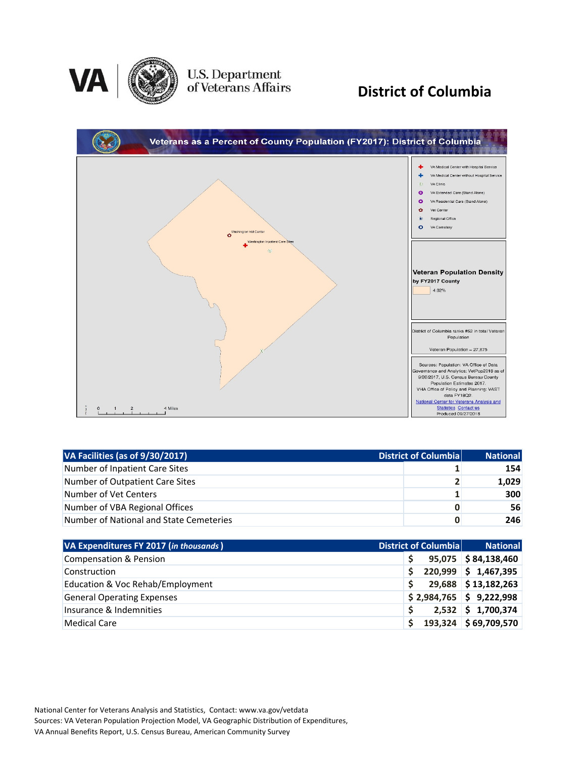# District of Columbia

U.S. Department of Veterans Affairs

## Veterans as a Percent of County Population (FY2017): District of Columbia

VA Medical Center with Hospital Service
VA Medical Center without Hospital Service
VA Clinic
VA Extended Care (Stand Alone)
VA Residential Care (Stand Alone)
Vet Center
Regional Office
VA Cemetery

Washington Vet Center
Washington Inpatient Care Sites

**Veteran Population Density by FY2017 County**

4.02%

District of Columbia ranks #52 in total Veteran Population

Veteran Population = 27,875

Sources: Population: VA Office of Data Governance and Analytics: VetPop2016 as of 9/30/2017, U.S. Census Bureau County Population Estimates 2017. VHA Office of Policy and Planning: VAST data FY18Q2

National Center for Veterans Analysis and Statistics Contact us

Produced 08/27/2018

0 1 2 4 Miles

| VA Facilities (as of 9/30/2017) | District of Columbia | National |
|---|---|---|
| Number of Inpatient Care Sites | 1 | 154 |
| Number of Outpatient Care Sites | 2 | 1,029 |
| Number of Vet Centers | 1 | 300 |
| Number of VBA Regional Offices | 0 | 56 |
| Number of National and State Cemeteries | 0 | 246 |

| VA Expenditures FY 2017 (*in thousands*) | District of Columbia | National |
|---|---|---|
| Compensation & Pension | $ 95,075 | $ 84,138,460 |
| Construction | $ 220,999 | $ 1,467,395 |
| Education & Voc Rehab/Employment | $ 29,688 | $ 13,182,263 |
| General Operating Expenses | $ 2,984,765 | $ 9,222,998 |
| Insurance & Indemnities | $ 2,532 | $ 1,700,374 |
| Medical Care | $ 193,324 | $ 69,709,570 |

National Center for Veterans Analysis and Statistics, Contact: www.va.gov/vetdata
Sources: VA Veteran Population Projection Model, VA Geographic Distribution of Expenditures, VA Annual Benefits Report, U.S. Census Bureau, American Community Survey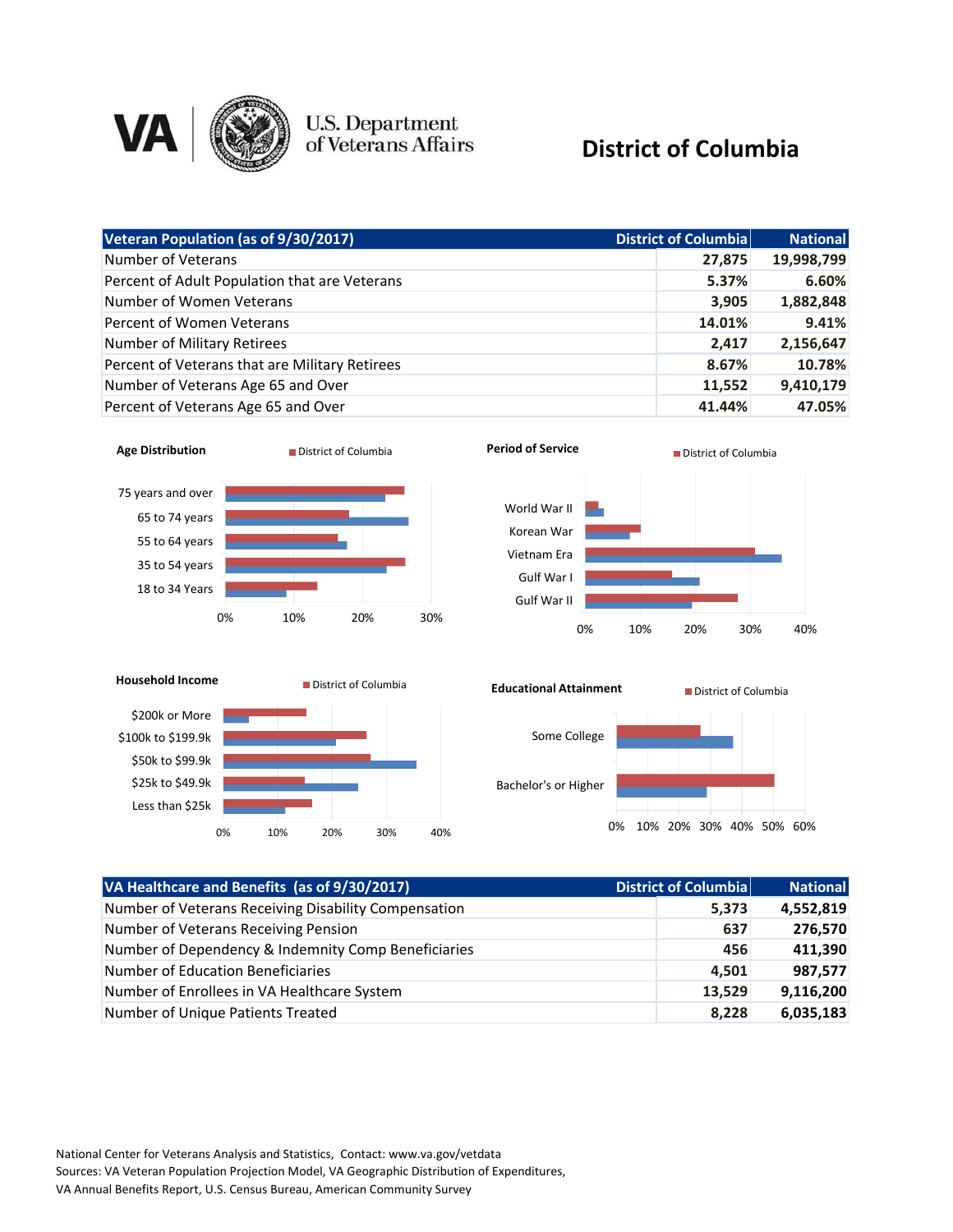# District of Columbia

U.S. Department of Veterans Affairs

| Veteran Population (as of 9/30/2017) | District of Columbia | National |
|---|---|---|
| Number of Veterans | 27,875 | 19,998,799 |
| Percent of Adult Population that are Veterans | 5.37% | 6.60% |
| Number of Women Veterans | 3,905 | 1,882,848 |
| Percent of Women Veterans | 14.01% | 9.41% |
| Number of Military Retirees | 2,417 | 2,156,647 |
| Percent of Veterans that are Military Retirees | 8.67% | 10.78% |
| Number of Veterans Age 65 and Over | 11,552 | 9,410,179 |
| Percent of Veterans Age 65 and Over | 41.44% | 47.05% |

**Age Distribution** — District of Columbia

75 years and over; 65 to 74 years; 55 to 64 years; 35 to 54 years; 18 to 34 Years

0% 10% 20% 30%

**Period of Service** — District of Columbia

World War II; Korean War; Vietnam Era; Gulf War I; Gulf War II

0% 10% 20% 30% 40%

**Household Income** — District of Columbia

$200k or More; $100k to $199.9k; $50k to $99.9k; $25k to $49.9k; Less than $25k

0% 10% 20% 30% 40%

**Educational Attainment** — District of Columbia

Some College; Bachelor's or Higher

0% 10% 20% 30% 40% 50% 60%

| VA Healthcare and Benefits (as of 9/30/2017) | District of Columbia | National |
|---|---|---|
| Number of Veterans Receiving Disability Compensation | 5,373 | 4,552,819 |
| Number of Veterans Receiving Pension | 637 | 276,570 |
| Number of Dependency & Indemnity Comp Beneficiaries | 456 | 411,390 |
| Number of Education Beneficiaries | 4,501 | 987,577 |
| Number of Enrollees in VA Healthcare System | 13,529 | 9,116,200 |
| Number of Unique Patients Treated | 8,228 | 6,035,183 |

National Center for Veterans Analysis and Statistics, Contact: www.va.gov/vetdata
Sources: VA Veteran Population Projection Model, VA Geographic Distribution of Expenditures, VA Annual Benefits Report, U.S. Census Bureau, American Community Survey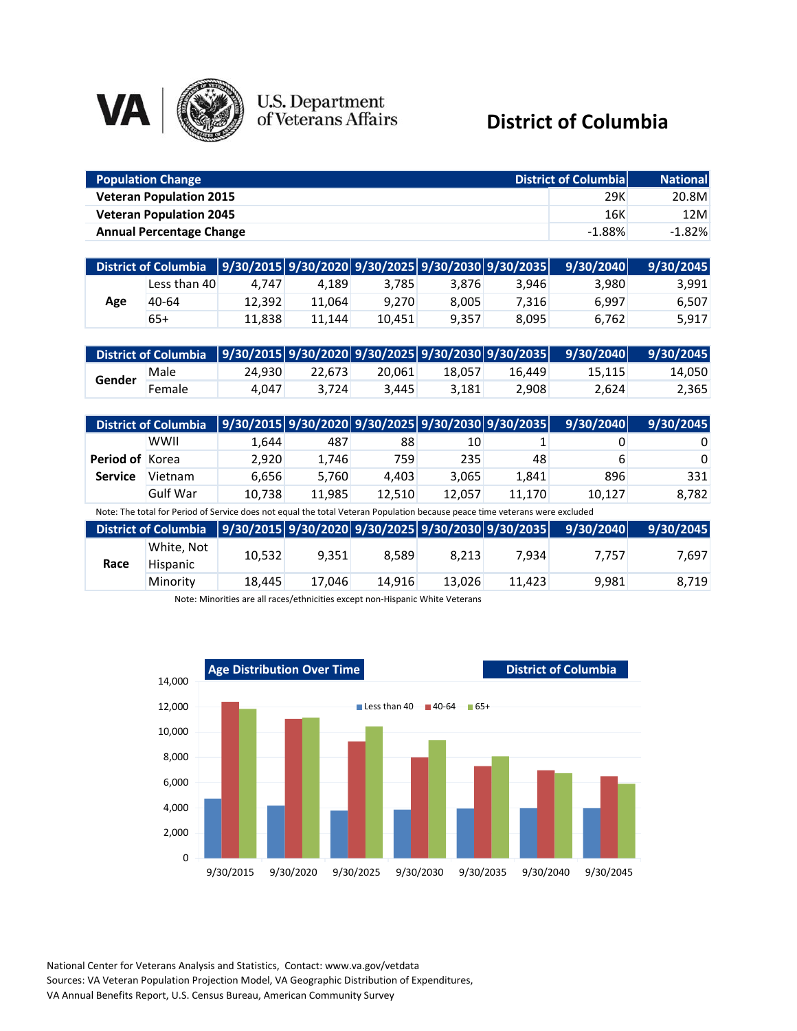U.S. Department of Veterans Affairs

# District of Columbia

| Population Change | District of Columbia | National |
|---|---|---|
| **Veteran Population 2015** | 29K | 20.8M |
| **Veteran Population 2045** | 16K | 12M |
| **Annual Percentage Change** | -1.88% | -1.82% |

| District of Columbia | | 9/30/2015 | 9/30/2020 | 9/30/2025 | 9/30/2030 | 9/30/2035 | 9/30/2040 | 9/30/2045 |
|---|---|---|---|---|---|---|---|---|
| **Age** | Less than 40 | 4,747 | 4,189 | 3,785 | 3,876 | 3,946 | 3,980 | 3,991 |
| | 40-64 | 12,392 | 11,064 | 9,270 | 8,005 | 7,316 | 6,997 | 6,507 |
| | 65+ | 11,838 | 11,144 | 10,451 | 9,357 | 8,095 | 6,762 | 5,917 |

| District of Columbia | | 9/30/2015 | 9/30/2020 | 9/30/2025 | 9/30/2030 | 9/30/2035 | 9/30/2040 | 9/30/2045 |
|---|---|---|---|---|---|---|---|---|
| **Gender** | Male | 24,930 | 22,673 | 20,061 | 18,057 | 16,449 | 15,115 | 14,050 |
| | Female | 4,047 | 3,724 | 3,445 | 3,181 | 2,908 | 2,624 | 2,365 |

| District of Columbia | | 9/30/2015 | 9/30/2020 | 9/30/2025 | 9/30/2030 | 9/30/2035 | 9/30/2040 | 9/30/2045 |
|---|---|---|---|---|---|---|---|---|
| **Period of Service** | WWII | 1,644 | 487 | 88 | 10 | 1 | 0 | 0 |
| | Korea | 2,920 | 1,746 | 759 | 235 | 48 | 6 | 0 |
| | Vietnam | 6,656 | 5,760 | 4,403 | 3,065 | 1,841 | 896 | 331 |
| | Gulf War | 10,738 | 11,985 | 12,510 | 12,057 | 11,170 | 10,127 | 8,782 |

Note: The total for Period of Service does not equal the total Veteran Population because peace time veterans were excluded

| District of Columbia | | 9/30/2015 | 9/30/2020 | 9/30/2025 | 9/30/2030 | 9/30/2035 | 9/30/2040 | 9/30/2045 |
|---|---|---|---|---|---|---|---|---|
| **Race** | White, Not Hispanic | 10,532 | 9,351 | 8,589 | 8,213 | 7,934 | 7,757 | 7,697 |
| | Minority | 18,445 | 17,046 | 14,916 | 13,026 | 11,423 | 9,981 | 8,719 |

Note: Minorities are all races/ethnicities except non-Hispanic White Veterans

Age Distribution Over Time

District of Columbia

Less than 40
40-64
65+

14,000
12,000
10,000
8,000
6,000
4,000
2,000
0

9/30/2015
9/30/2020
9/30/2025
9/30/2030
9/30/2035
9/30/2040
9/30/2045

National Center for Veterans Analysis and Statistics, Contact: www.va.gov/vetdata
Sources: VA Veteran Population Projection Model, VA Geographic Distribution of Expenditures, VA Annual Benefits Report, U.S. Census Bureau, American Community Survey